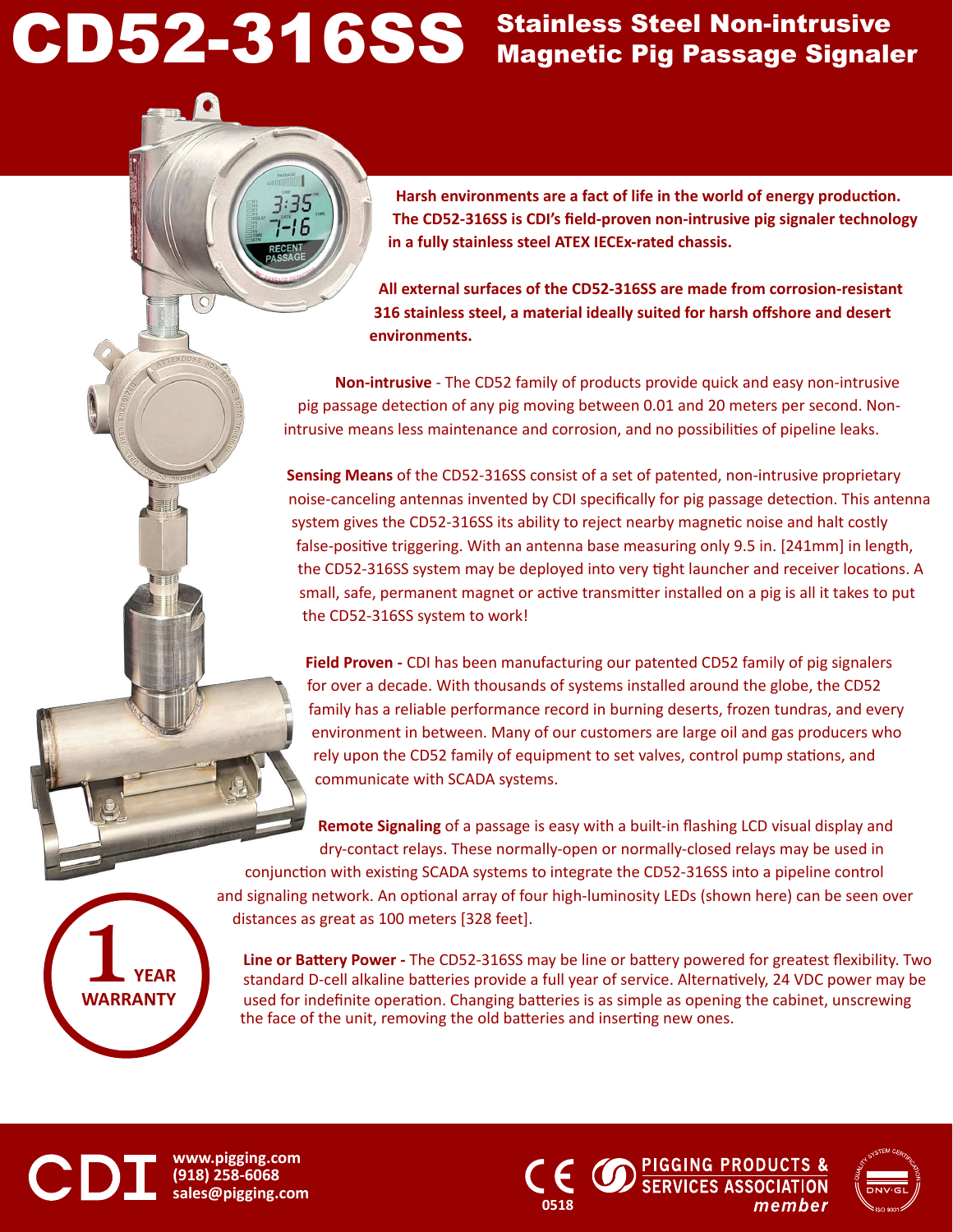# CD52-316SS Stainless Steel Non-intrusive Magnetic Pig Passage Signaler

**Harsh environments are a fact of life in the world of energy production. The CD52-316SS is CDI's field-proven non-intrusive pig signaler technology in a fully stainless steel ATEX IECEx-rated chassis.**

**All external surfaces of the CD52-316SS are made from corrosion-resistant 316 stainless steel, a material ideally suited for harsh offshore and desert environments.**

**Non-intrusive** - The CD52 family of products provide quick and easy non-intrusive pig passage detection of any pig moving between 0.01 and 20 meters per second. Non-intrusive means less maintenance and corrosion, and no possibilities of pipeline leaks.

**Sensing Means** of the CD52-316SS consist of a set of patented, non-intrusive proprietary noise-canceling antennas invented by CDI specifically for pig passage detection. This antenna system gives the CD52-316SS its ability to reject nearby magnetic noise and halt costly false-positive triggering. With an antenna base measuring only 9.5 in. [241mm] in length, the CD52-316SS system may be deployed into very tight launcher and receiver locations. A small, safe, permanent magnet or active transmitter installed on a pig is all it takes to put the CD52-316SS system to work!

**Field Proven -** CDI has been manufacturing our patented CD52 family of pig signalers for over a decade. With thousands of systems installed around the globe, the CD52 family has a reliable performance record in burning deserts, frozen tundras, and every environment in between. Many of our customers are large oil and gas producers who rely upon the CD52 family of equipment to set valves, control pump stations, and communicate with SCADA systems.

**Remote Signaling** of a passage is easy with a built-in flashing LCD visual display and dry-contact relays. These normally-open or normally-closed relays may be used in conjunction with existing SCADA systems to integrate the CD52-316SS into a pipeline control and signaling network. An optional array of four high-luminosity LEDs (shown here) can be seen over distances as great as 100 meters [328 feet].

**1 YEAR WARRANTY**

**Line or Battery Power -** The CD52-316SS may be line or battery powered for greatest flexibility. Two standard D-cell alkaline batteries provide a full year of service. Alternatively, 24 VDC power may be used for indefinite operation. Changing batteries is as simple as opening the cabinet, unscrewing the face of the unit, removing the old batteries and inserting new ones.

CDI
www.pigging.com
(918) 258-6068
sales@pigging.com

CE 0518 | PIGGING PRODUCTS & SERVICES ASSOCIATION member | DNV·GL ISO 9001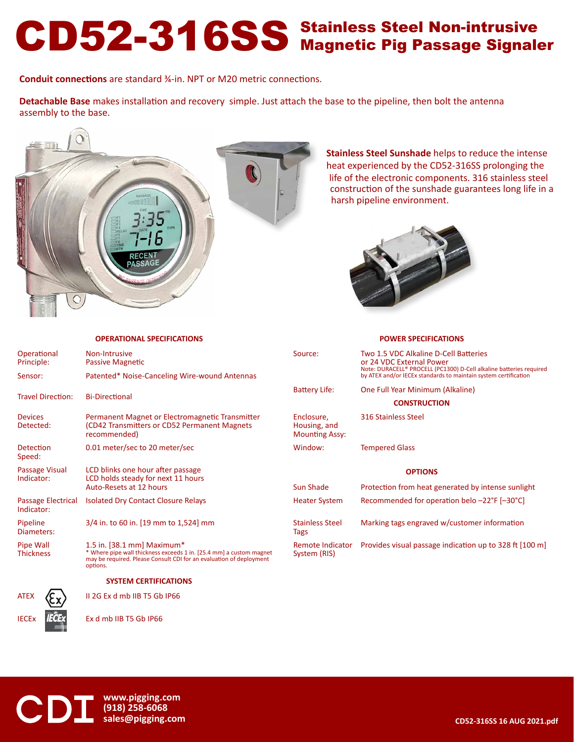# CD52-316SS Stainless Steel Non-intrusive Magnetic Pig Passage Signaler

**Conduit connections** are standard ¾-in. NPT or M20 metric connections.

**Detachable Base** makes installation and recovery simple. Just attach the base to the pipeline, then bolt the antenna assembly to the base.

**Stainless Steel Sunshade** helps to reduce the intense heat experienced by the CD52-316SS prolonging the life of the electronic components. 316 stainless steel construction of the sunshade guarantees long life in a harsh pipeline environment.

### OPERATIONAL SPECIFICATIONS

| | |
|---|---|
| Operational Principle: | Non-Intrusive Passive Magnetic |
| Sensor: | Patented* Noise-Canceling Wire-wound Antennas |
| Travel Direction: | Bi-Directional |
| Devices Detected: | Permanent Magnet or Electromagnetic Transmitter (CD42 Transmitters or CD52 Permanent Magnets recommended) |
| Detection Speed: | 0.01 meter/sec to 20 meter/sec |
| Passage Visual Indicator: | LCD blinks one hour after passage<br>LCD holds steady for next 11 hours<br>Auto-Resets at 12 hours |
| Passage Electrical Indicator: | Isolated Dry Contact Closure Relays |
| Pipeline Diameters: | 3/4 in. to 60 in. [19 mm to 1,524] mm |
| Pipe Wall Thickness | 1.5 in. [38.1 mm] Maximum*<br>* Where pipe wall thickness exceeds 1 in. [25.4 mm] a custom magnet may be required. Please Consult CDI for an evaluation of deployment options. |

### SYSTEM CERTIFICATIONS

| | |
|---|---|
| ATEX | II 2G Ex d mb IIB T5 Gb IP66 |
| IECEx | Ex d mb IIB T5 Gb IP66 |

### POWER SPECIFICATIONS

| | |
|---|---|
| Source: | Two 1.5 VDC Alkaline D-Cell Batteries or 24 VDC External Power<br>Note: DURACELL® PROCELL (PC1300) D-Cell alkaline batteries required by ATEX and/or IECEx standards to maintain system certification |
| Battery Life: | One Full Year Minimum (Alkaline) |

### CONSTRUCTION

| | |
|---|---|
| Enclosure, Housing, and Mounting Assy: | 316 Stainless Steel |
| Window: | Tempered Glass |

### OPTIONS

| | |
|---|---|
| Sun Shade | Protection from heat generated by intense sunlight |
| Heater System | Recommended for operation belo –22°F [–30°C] |
| Stainless Steel Tags | Marking tags engraved w/customer information |
| Remote Indicator System (RIS) | Provides visual passage indication up to 328 ft [100 m] |

CDI
www.pigging.com
(918) 258-6068
sales@pigging.com

CD52-316SS 16 AUG 2021.pdf